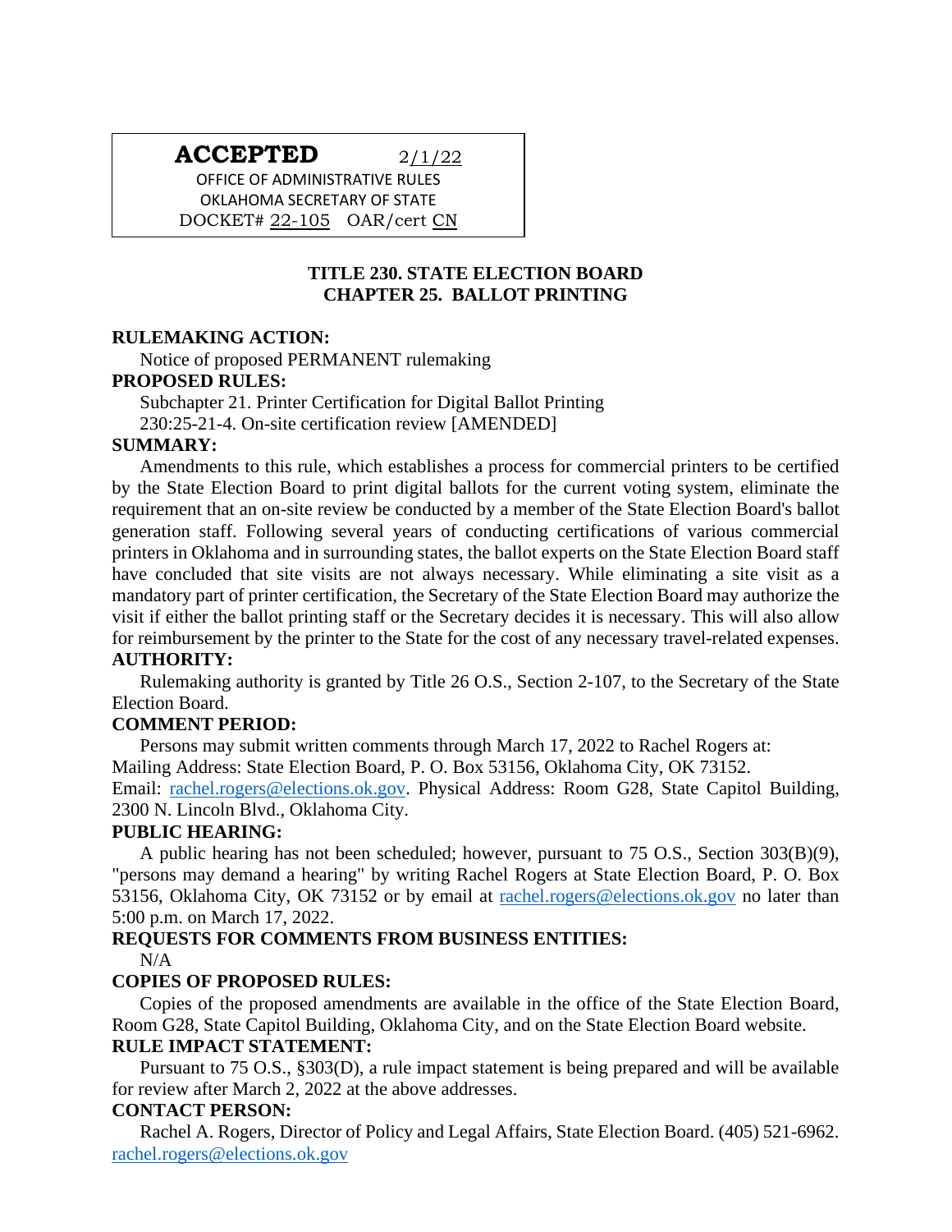**ACCEPTED** 2/1/22
OFFICE OF ADMINISTRATIVE RULES
OKLAHOMA SECRETARY OF STATE
DOCKET# 22-105 OAR/cert CN

# TITLE 230. STATE ELECTION BOARD
# CHAPTER 25. BALLOT PRINTING

**RULEMAKING ACTION:**

Notice of proposed PERMANENT rulemaking

**PROPOSED RULES:**

Subchapter 21. Printer Certification for Digital Ballot Printing
230:25-21-4. On-site certification review [AMENDED]

**SUMMARY:**

Amendments to this rule, which establishes a process for commercial printers to be certified by the State Election Board to print digital ballots for the current voting system, eliminate the requirement that an on-site review be conducted by a member of the State Election Board's ballot generation staff. Following several years of conducting certifications of various commercial printers in Oklahoma and in surrounding states, the ballot experts on the State Election Board staff have concluded that site visits are not always necessary. While eliminating a site visit as a mandatory part of printer certification, the Secretary of the State Election Board may authorize the visit if either the ballot printing staff or the Secretary decides it is necessary. This will also allow for reimbursement by the printer to the State for the cost of any necessary travel-related expenses.

**AUTHORITY:**

Rulemaking authority is granted by Title 26 O.S., Section 2-107, to the Secretary of the State Election Board.

**COMMENT PERIOD:**

Persons may submit written comments through March 17, 2022 to Rachel Rogers at:
Mailing Address: State Election Board, P. O. Box 53156, Oklahoma City, OK 73152.
Email: rachel.rogers@elections.ok.gov. Physical Address: Room G28, State Capitol Building, 2300 N. Lincoln Blvd., Oklahoma City.

**PUBLIC HEARING:**

A public hearing has not been scheduled; however, pursuant to 75 O.S., Section 303(B)(9), "persons may demand a hearing" by writing Rachel Rogers at State Election Board, P. O. Box 53156, Oklahoma City, OK 73152 or by email at rachel.rogers@elections.ok.gov no later than 5:00 p.m. on March 17, 2022.

**REQUESTS FOR COMMENTS FROM BUSINESS ENTITIES:**

N/A

**COPIES OF PROPOSED RULES:**

Copies of the proposed amendments are available in the office of the State Election Board, Room G28, State Capitol Building, Oklahoma City, and on the State Election Board website.

**RULE IMPACT STATEMENT:**

Pursuant to 75 O.S., §303(D), a rule impact statement is being prepared and will be available for review after March 2, 2022 at the above addresses.

**CONTACT PERSON:**

Rachel A. Rogers, Director of Policy and Legal Affairs, State Election Board. (405) 521-6962. rachel.rogers@elections.ok.gov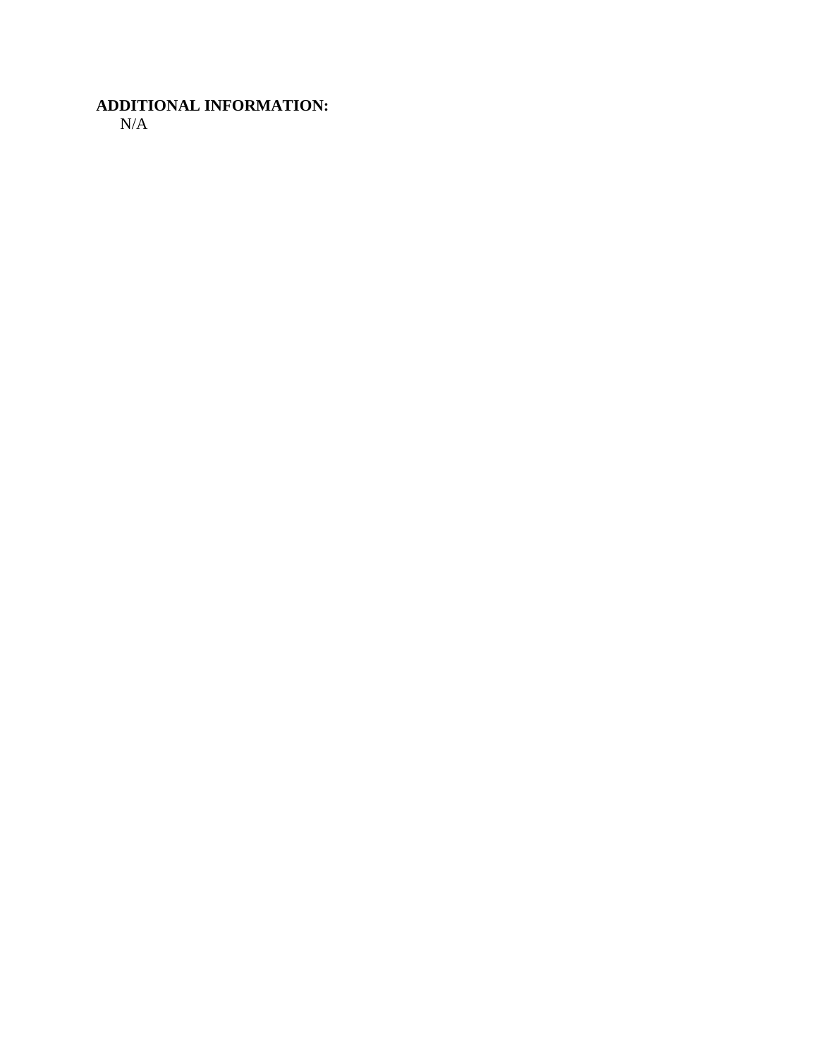**ADDITIONAL INFORMATION:**

N/A